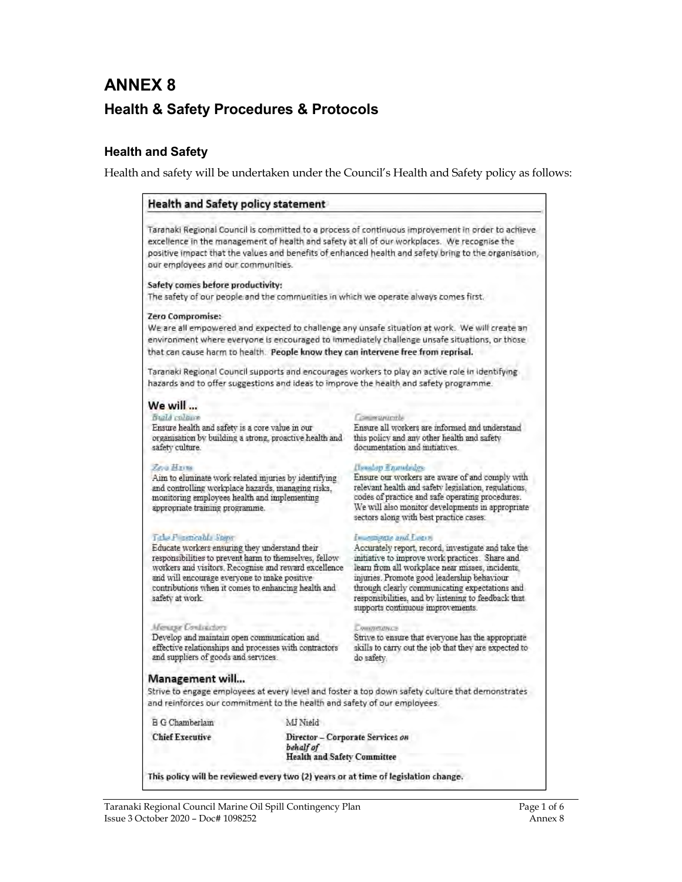# ANNEX 8

## Health & Safety Procedures & Protocols

### Health and Safety

Health and safety will be undertaken under the Council's Health and Safety policy as follows:

#### Health and Safety policy statement

Taranaki Regional Council is committed to a process of continuous improvement in order to achieve excellence in the management of health and safety at all of our workplaces. We recognise the positive impact that the values and benefits of enhanced health and safety bring to the organisation, our employees and our communities.

**Safety comes before productivity:**
The safety of our people and the communities in which we operate always comes first.

**Zero Compromise:**
We are all empowered and expected to challenge any unsafe situation at work. We will create an environment where everyone is encouraged to immediately challenge unsafe situations, or those that can cause harm to health. **People know they can intervene free from reprisal.**

Taranaki Regional Council supports and encourages workers to play an active role in identifying hazards and to offer suggestions and ideas to improve the health and safety programme.

#### We will ...

*Build culture*
Ensure health and safety is a core value in our organisation by building a strong, proactive health and safety culture.

*Zero Harm*
Aim to eliminate work related injuries by identifying and controlling workplace hazards, managing risks, monitoring employees health and implementing appropriate training programme.

*Take Practicable Steps*
Educate workers ensuring they understand their responsibilities to prevent harm to themselves, fellow workers and visitors. Recognise and reward excellence and will encourage everyone to make positive contributions when it comes to enhancing health and safety at work.

*Manage Contractors*
Develop and maintain open communication and effective relationships and processes with contractors and suppliers of goods and services.

*Communicate*
Ensure all workers are informed and understand this policy and any other health and safety documentation and initiatives.

*Develop Knowledge*
Ensure our workers are aware of and comply with relevant health and safety legislation, regulations, codes of practice and safe operating procedures. We will also monitor developments in appropriate sectors along with best practice cases.

*Investigate and Learn*
Accurately report, record, investigate and take the initiative to improve work practices. Share and learn from all workplace near misses, incidents, injuries. Promote good leadership behaviour through clearly communicating expectations and responsibilities, and by listening to feedback that supports continuous improvements.

*Competence*
Strive to ensure that everyone has the appropriate skills to carry out the job that they are expected to do safety.

#### Management will...

Strive to engage employees at every level and foster a top down safety culture that demonstrates and reinforces our commitment to the health and safety of our employees.

| B G Chamberlain | MJ Nield |
|---|---|
| **Chief Executive** | **Director – Corporate Services** ***on behalf of*** **Health and Safety Committee** |

**This policy will be reviewed every two (2) years or at time of legislation change.**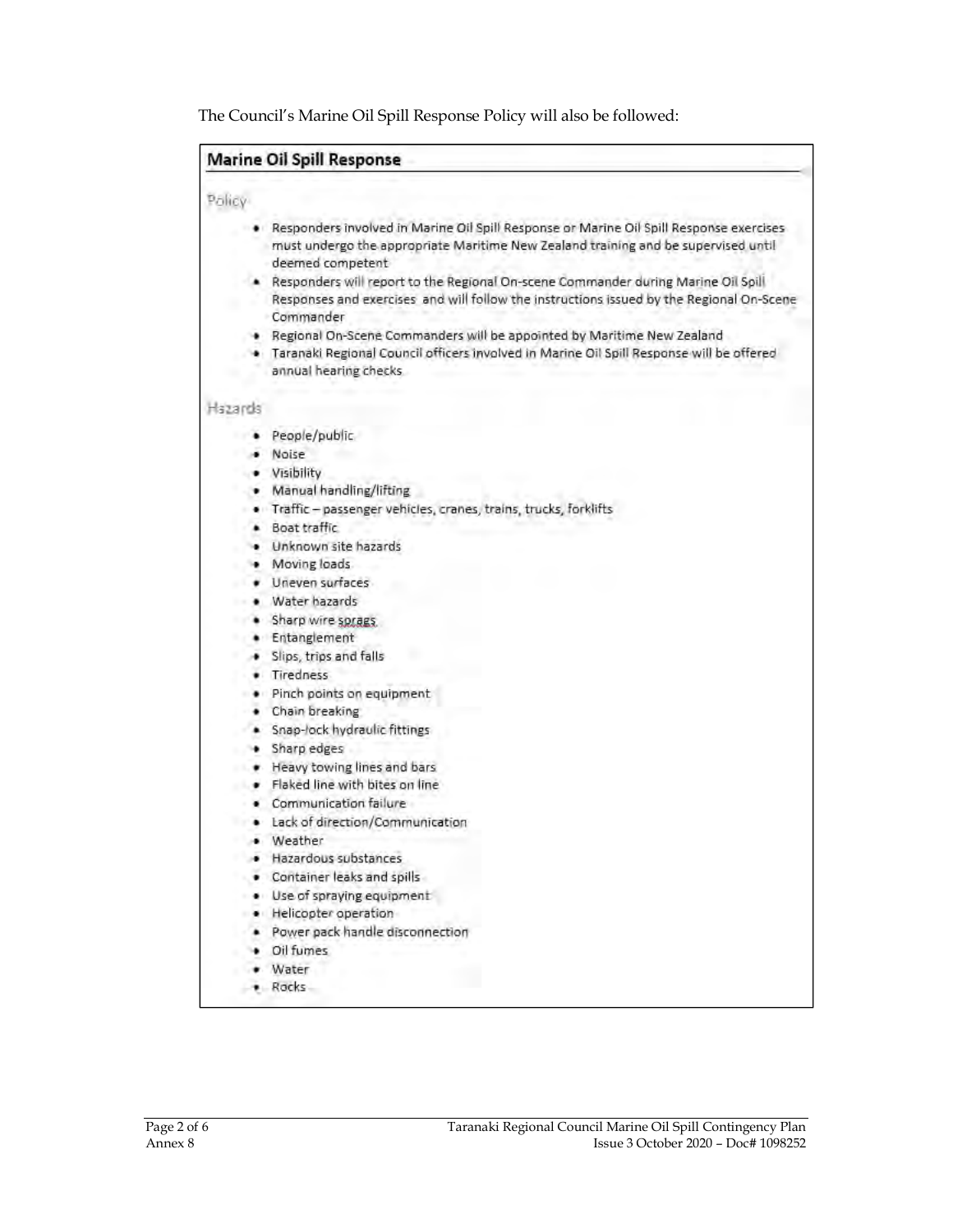The Council's Marine Oil Spill Response Policy will also be followed:

## Marine Oil Spill Response

### Policy

- Responders involved in Marine Oil Spill Response or Marine Oil Spill Response exercises must undergo the appropriate Maritime New Zealand training and be supervised until deemed competent
- Responders will report to the Regional On-scene Commander during Marine Oil Spill Responses and exercises and will follow the instructions issued by the Regional On-Scene Commander
- Regional On-Scene Commanders will be appointed by Maritime New Zealand
- Taranaki Regional Council officers involved in Marine Oil Spill Response will be offered annual hearing checks

### Hazards

- People/public
- Noise
- Visibility
- Manual handling/lifting
- Traffic – passenger vehicles, cranes, trains, trucks, forklifts
- Boat traffic
- Unknown site hazards
- Moving loads
- Uneven surfaces
- Water hazards
- Sharp wire sprags
- Entanglement
- Slips, trips and falls
- Tiredness
- Pinch points on equipment
- Chain breaking
- Snap-lock hydraulic fittings
- Sharp edges
- Heavy towing lines and bars
- Flaked line with bites on line
- Communication failure
- Lack of direction/Communication
- Weather
- Hazardous substances
- Container leaks and spills
- Use of spraying equipment
- Helicopter operation
- Power pack handle disconnection
- Oil fumes
- Water
- Rocks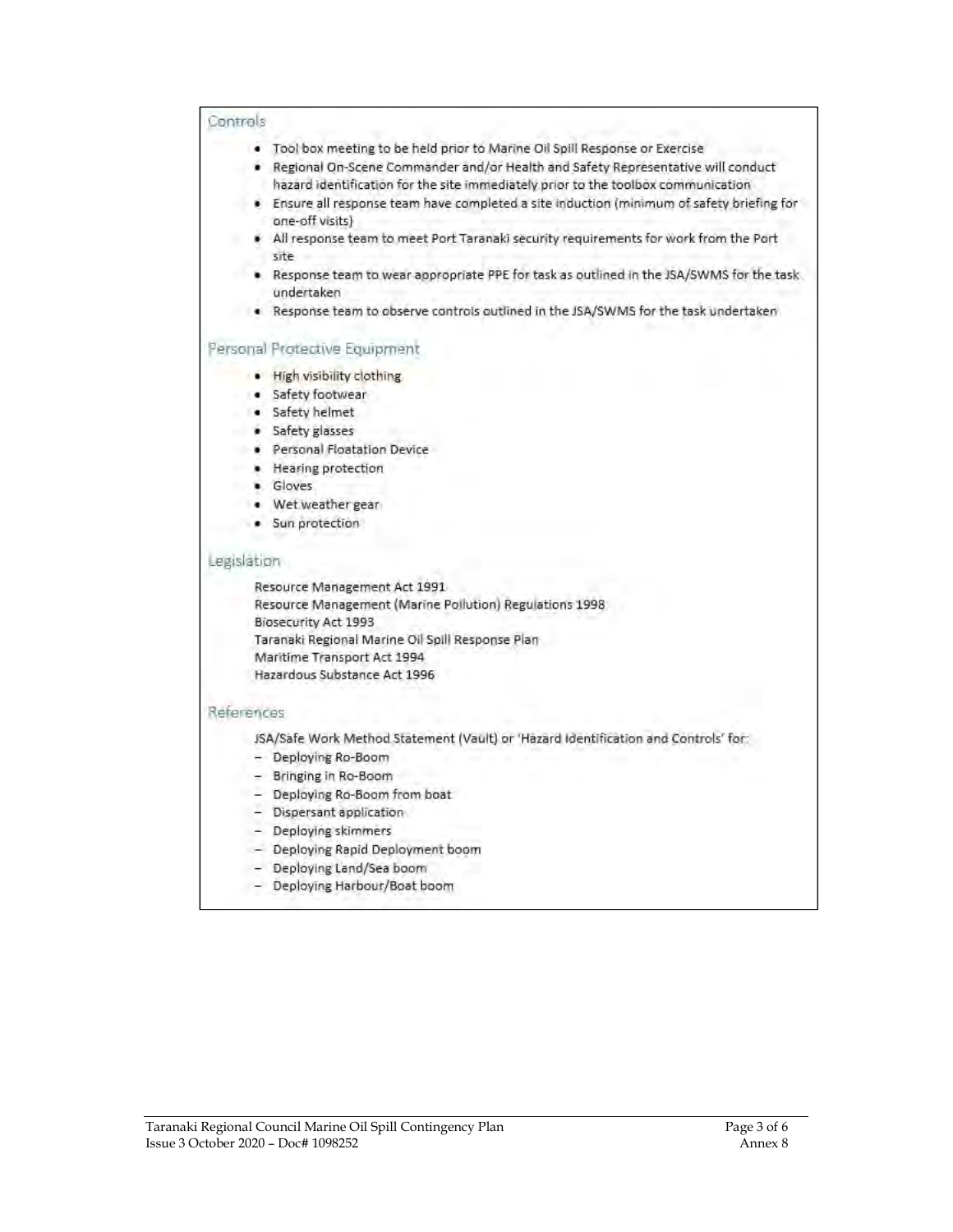## Controls

- Tool box meeting to be held prior to Marine Oil Spill Response or Exercise
- Regional On-Scene Commander and/or Health and Safety Representative will conduct hazard identification for the site immediately prior to the toolbox communication
- Ensure all response team have completed a site induction (minimum of safety briefing for one-off visits)
- All response team to meet Port Taranaki security requirements for work from the Port site
- Response team to wear appropriate PPE for task as outlined in the JSA/SWMS for the task undertaken
- Response team to observe controls outlined in the JSA/SWMS for the task undertaken

## Personal Protective Equipment

- High visibility clothing
- Safety footwear
- Safety helmet
- Safety glasses
- Personal Floatation Device
- Hearing protection
- Gloves
- Wet weather gear
- Sun protection

## Legislation

Resource Management Act 1991
Resource Management (Marine Pollution) Regulations 1998
Biosecurity Act 1993
Taranaki Regional Marine Oil Spill Response Plan
Maritime Transport Act 1994
Hazardous Substance Act 1996

## References

JSA/Safe Work Method Statement (Vault) or 'Hazard Identification and Controls' for:

- Deploying Ro-Boom
- Bringing in Ro-Boom
- Deploying Ro-Boom from boat
- Dispersant application
- Deploying skimmers
- Deploying Rapid Deployment boom
- Deploying Land/Sea boom
- Deploying Harbour/Boat boom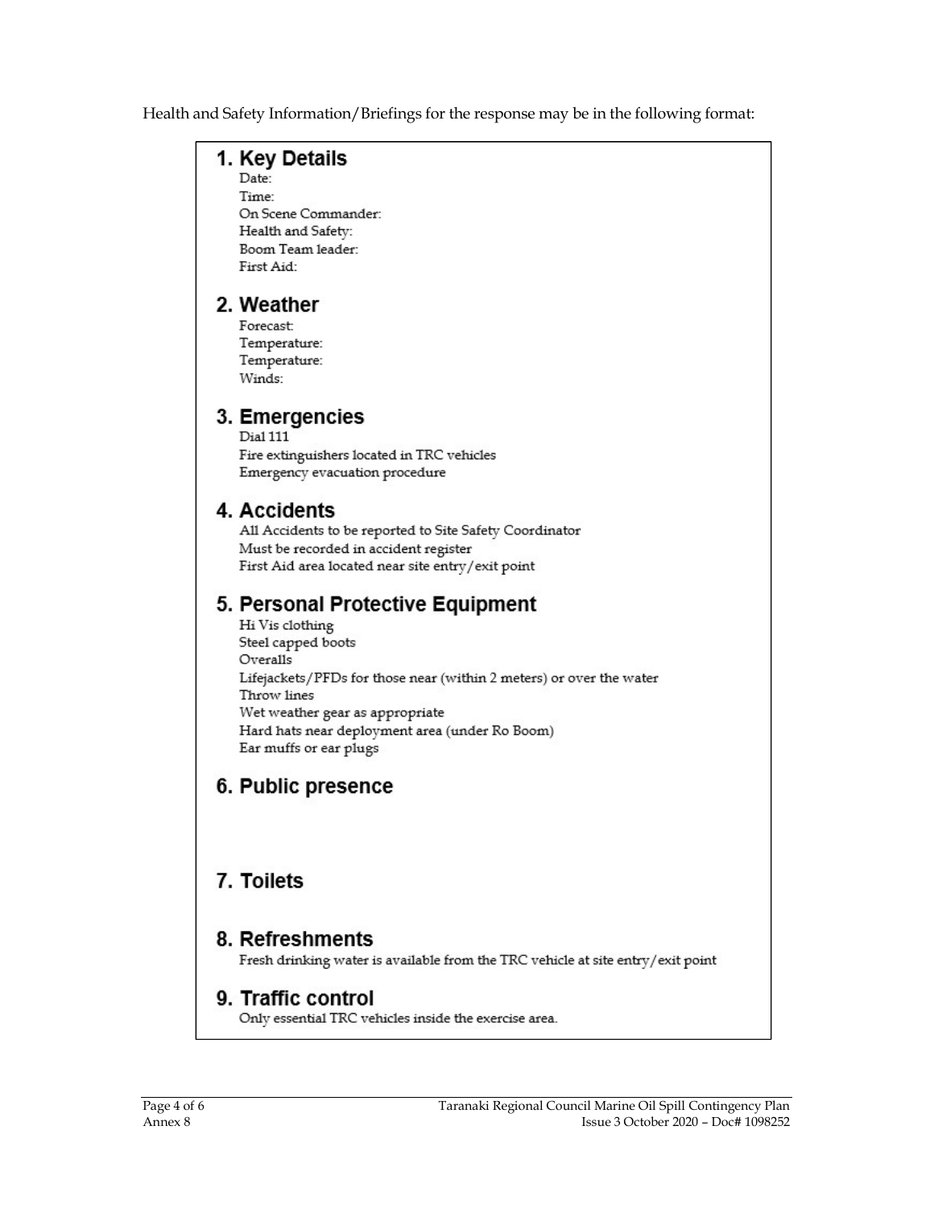Health and Safety Information/Briefings for the response may be in the following format:

## 1. Key Details

Date:
Time:
On Scene Commander:
Health and Safety:
Boom Team leader:
First Aid:

## 2. Weather

Forecast:
Temperature:
Temperature:
Winds:

## 3. Emergencies

Dial 111
Fire extinguishers located in TRC vehicles
Emergency evacuation procedure

## 4. Accidents

All Accidents to be reported to Site Safety Coordinator
Must be recorded in accident register
First Aid area located near site entry/exit point

## 5. Personal Protective Equipment

Hi Vis clothing
Steel capped boots
Overalls
Lifejackets/PFDs for those near (within 2 meters) or over the water
Throw lines
Wet weather gear as appropriate
Hard hats near deployment area (under Ro Boom)
Ear muffs or ear plugs

## 6. Public presence

## 7. Toilets

## 8. Refreshments

Fresh drinking water is available from the TRC vehicle at site entry/exit point

## 9. Traffic control

Only essential TRC vehicles inside the exercise area.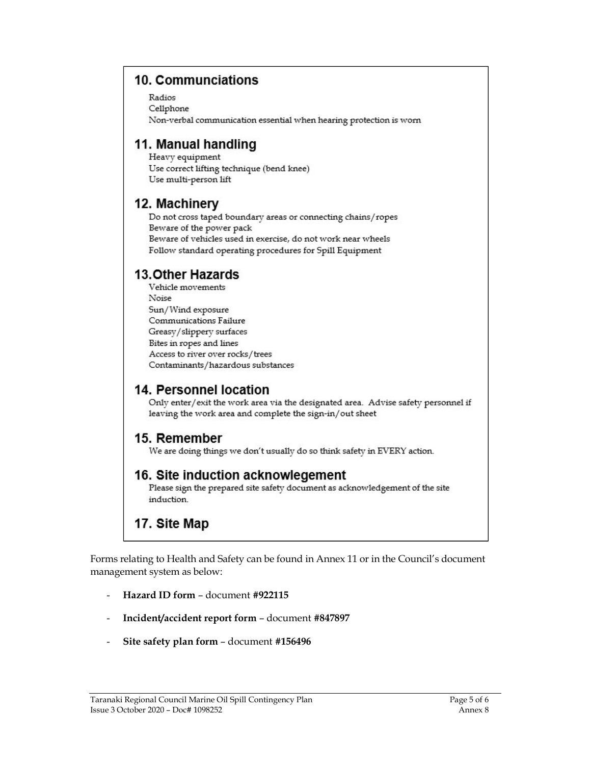## 10. Communciations

Radios
Cellphone
Non-verbal communication essential when hearing protection is worn

## 11. Manual handling

Heavy equipment
Use correct lifting technique (bend knee)
Use multi-person lift

## 12. Machinery

Do not cross taped boundary areas or connecting chains/ropes
Beware of the power pack
Beware of vehicles used in exercise, do not work near wheels
Follow standard operating procedures for Spill Equipment

## 13. Other Hazards

Vehicle movements
Noise
Sun/Wind exposure
Communications Failure
Greasy/slippery surfaces
Bites in ropes and lines
Access to river over rocks/trees
Contaminants/hazardous substances

## 14. Personnel location

Only enter/exit the work area via the designated area. Advise safety personnel if leaving the work area and complete the sign-in/out sheet

## 15. Remember

We are doing things we don't usually do so think safety in EVERY action.

## 16. Site induction acknowlegement

Please sign the prepared site safety document as acknowledgement of the site induction.

## 17. Site Map

Forms relating to Health and Safety can be found in Annex 11 or in the Council's document management system as below:

- **Hazard ID form** – document **#922115**
- **Incident/accident report form** – document **#847897**
- **Site safety plan form** – document **#156496**